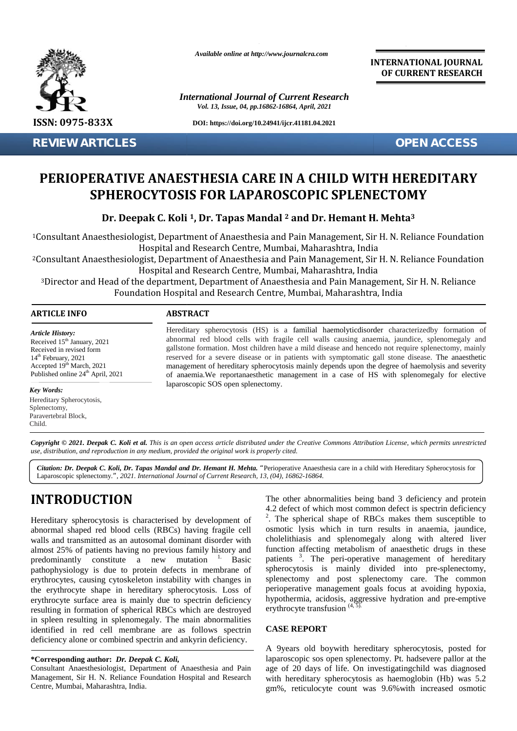*Available online at http://www.journalcra.com*

**INTERNATIONAL JOURNAL OF CURRENT RESEARCH**

*International Journal of Current Research*
*Vol. 13, Issue, 04, pp.16862-16864, April, 2021*

**ISSN: 0975-833X**

**DOI: https://doi.org/10.24941/ijcr.41181.04.2021**

**REVIEW ARTICLES** **OPEN ACCESS**

# PERIOPERATIVE ANAESTHESIA CARE IN A CHILD WITH HEREDITARY SPHEROCYTOSIS FOR LAPAROSCOPIC SPLENECTOMY

**Dr. Deepak C. Koli [1], Dr. Tapas Mandal [2] and Dr. Hemant H. Mehta[3]**

[1]Consultant Anaesthesiologist, Department of Anaesthesia and Pain Management, Sir H. N. Reliance Foundation Hospital and Research Centre, Mumbai, Maharashtra, India

[2]Consultant Anaesthesiologist, Department of Anaesthesia and Pain Management, Sir H. N. Reliance Foundation Hospital and Research Centre, Mumbai, Maharashtra, India

[3]Director and Head of the department, Department of Anaesthesia and Pain Management, Sir H. N. Reliance Foundation Hospital and Research Centre, Mumbai, Maharashtra, India

**ARTICLE INFO**

*Article History:*
Received 15th January, 2021
Received in revised form
14th February, 2021
Accepted 19th March, 2021
Published online 24th April, 2021

*Key Words:*
Hereditary Spherocytosis,
Splenectomy,
Paravertebral Block,
Child.

**ABSTRACT**

Hereditary spherocytosis (HS) is a familial haemolyticdisorder characterizedby formation of abnormal red blood cells with fragile cell walls causing anaemia, jaundice, splenomegaly and gallstone formation. Most children have a mild disease and hencedo not require splenectomy, mainly reserved for a severe disease or in patients with symptomatic gall stone disease. The anaesthetic management of hereditary spherocytosis mainly depends upon the degree of haemolysis and severity of anaemia.We reportanaesthetic management in a case of HS with splenomegaly for elective laparoscopic SOS open splenectomy.

*Copyright © 2021. Deepak C. Koli et al. This is an open access article distributed under the Creative Commons Attribution License, which permits unrestricted use, distribution, and reproduction in any medium, provided the original work is properly cited.*

***Citation: Dr. Deepak C. Koli, Dr. Tapas Mandal and Dr. Hemant H. Mehta.*** "Perioperative Anaesthesia care in a child with Hereditary Spherocytosis for Laparoscopic splenectomy.", *2021. International Journal of Current Research, 13, (04), 16862-16864.*

# INTRODUCTION

Hereditary spherocytosis is characterised by development of abnormal shaped red blood cells (RBCs) having fragile cell walls and transmitted as an autosomal dominant disorder with almost 25% of patients having no previous family history and predominantly constitute a new mutation [1]. Basic pathophysiology is due to protein defects in membrane of erythrocytes, causing cytoskeleton instability with changes in the erythrocyte shape in hereditary spherocytosis. Loss of erythrocyte surface area is mainly due to spectrin deficiency resulting in formation of spherical RBCs which are destroyed in spleen resulting in splenomegaly. The main abnormalities identified in red cell membrane are as follows spectrin deficiency alone or combined spectrin and ankyrin deficiency. The other abnormalities being band 3 deficiency and protein 4.2 defect of which most common defect is spectrin deficiency [2]. The spherical shape of RBCs makes them susceptible to osmotic lysis which in turn results in anaemia, jaundice, cholelithiasis and splenomegaly along with altered liver function affecting metabolism of anaesthetic drugs in these patients [3]. The peri-operative management of hereditary spherocytosis is mainly divided into pre-splenectomy, splenectomy and post splenectomy care. The common perioperative management goals focus at avoiding hypoxia, hypothermia, acidosis, aggressive hydration and pre-emptive erythrocyte transfusion [(4, 5)].

## CASE REPORT

A 9years old boywith hereditary spherocytosis, posted for laparoscopic sos open splenectomy. Pt. hadsevere pallor at the age of 20 days of life. On investigatingchild was diagnosed with hereditary spherocytosis as haemoglobin (Hb) was 5.2 gm%, reticulocyte count was 9.6%with increased osmotic

**\*Corresponding author:** ***Dr. Deepak C. Koli,***
Consultant Anaesthesiologist, Department of Anaesthesia and Pain Management, Sir H. N. Reliance Foundation Hospital and Research Centre, Mumbai, Maharashtra, India.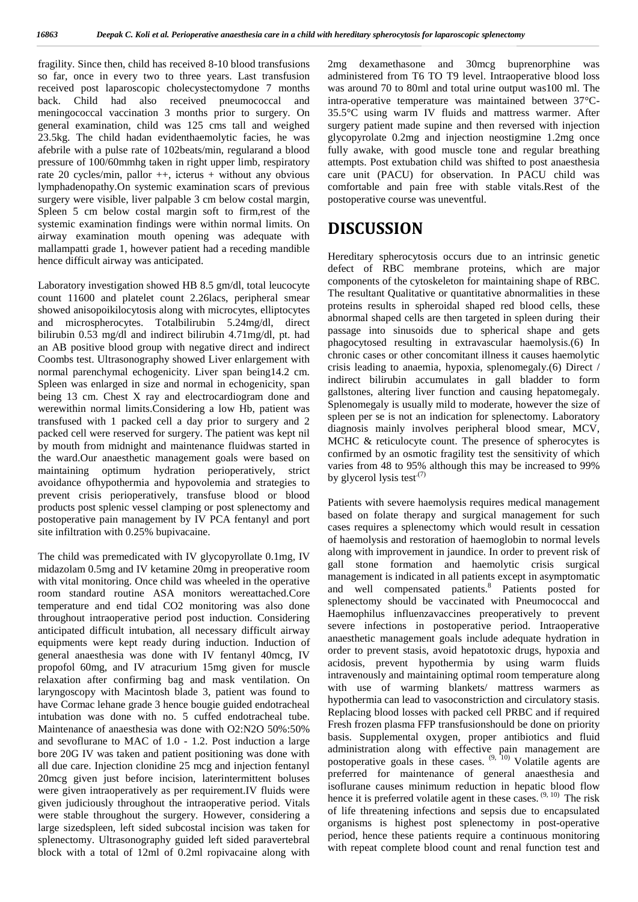fragility. Since then, child has received 8-10 blood transfusions so far, once in every two to three years. Last transfusion received post laparoscopic cholecystectomydone 7 months back. Child had also received pneumococcal and meningococcal vaccination 3 months prior to surgery. On general examination, child was 125 cms tall and weighed 23.5kg. The child hadan evidenthaemolytic facies, he was afebrile with a pulse rate of 102beats/min, regularand a blood pressure of 100/60mmhg taken in right upper limb, respiratory rate 20 cycles/min, pallor ++, icterus + without any obvious lymphadenopathy.On systemic examination scars of previous surgery were visible, liver palpable 3 cm below costal margin, Spleen 5 cm below costal margin soft to firm,rest of the systemic examination findings were within normal limits. On airway examination mouth opening was adequate with mallampatti grade 1, however patient had a receding mandible hence difficult airway was anticipated.

Laboratory investigation showed HB 8.5 gm/dl, total leucocyte count 11600 and platelet count 2.26lacs, peripheral smear showed anisopoikilocytosis along with microcytes, elliptocytes and microspherocytes. Totalbilirubin 5.24mg/dl, direct bilirubin 0.53 mg/dl and indirect bilirubin 4.71mg/dl, pt. had an AB positive blood group with negative direct and indirect Coombs test. Ultrasonography showed Liver enlargement with normal parenchymal echogenicity. Liver span being14.2 cm. Spleen was enlarged in size and normal in echogenicity, span being 13 cm. Chest X ray and electrocardiogram done and werewithin normal limits.Considering a low Hb, patient was transfused with 1 packed cell a day prior to surgery and 2 packed cell were reserved for surgery. The patient was kept nil by mouth from midnight and maintenance fluidwas started in the ward.Our anaesthetic management goals were based on maintaining optimum hydration perioperatively, strict avoidance ofhypothermia and hypovolemia and strategies to prevent crisis perioperatively, transfuse blood or blood products post splenic vessel clamping or post splenectomy and postoperative pain management by IV PCA fentanyl and port site infiltration with 0.25% bupivacaine.

The child was premedicated with IV glycopyrrolate 0.1mg, IV midazolam 0.5mg and IV ketamine 20mg in preoperative room with vital monitoring. Once child was wheeled in the operative room standard routine ASA monitors wereattached.Core temperature and end tidal CO2 monitoring was also done throughout intraoperative period post induction. Considering anticipated difficult intubation, all necessary difficult airway equipments were kept ready during induction. Induction of general anaesthesia was done with IV fentanyl 40mcg, IV propofol 60mg, and IV atracurium 15mg given for muscle relaxation after confirming bag and mask ventilation. On laryngoscopy with Macintosh blade 3, patient was found to have Cormac lehane grade 3 hence bougie guided endotracheal intubation was done with no. 5 cuffed endotracheal tube. Maintenance of anaesthesia was done with O2:N2O 50%:50% and sevoflurane to MAC of 1.0 - 1.2. Post induction a large bore 20G IV was taken and patient positioning was done with all due care. Injection clonidine 25 mcg and injection fentanyl 20mcg given just before incision, laterintermittent boluses were given intraoperatively as per requirement.IV fluids were given judiciously throughout the intraoperative period. Vitals were stable throughout the surgery. However, considering a large sizedspleen, left sided subcostal incision was taken for splenectomy. Ultrasonography guided left sided paravertebral block with a total of 12ml of 0.2ml ropivacaine along with 2mg dexamethasone and 30mcg buprenorphine was administered from T6 TO T9 level. Intraoperative blood loss was around 70 to 80ml and total urine output was100 ml. The intra-operative temperature was maintained between 37°C-35.5°C using warm IV fluids and mattress warmer. After surgery patient made supine and then reversed with injection glycopyrrolate 0.2mg and injection neostigmine 1.2mg once fully awake, with good muscle tone and regular breathing attempts. Post extubation child was shifted to post anaesthesia care unit (PACU) for observation. In PACU child was comfortable and pain free with stable vitals.Rest of the postoperative course was uneventful.

# DISCUSSION

Hereditary spherocytosis occurs due to an intrinsic genetic defect of RBC membrane proteins, which are major components of the cytoskeleton for maintaining shape of RBC. The resultant Qualitative or quantitative abnormalities in these proteins results in spheroidal shaped red blood cells, these abnormal shaped cells are then targeted in spleen during their passage into sinusoids due to spherical shape and gets phagocytosed resulting in extravascular haemolysis.(6) In chronic cases or other concomitant illness it causes haemolytic crisis leading to anaemia, hypoxia, splenomegaly.(6) Direct / indirect bilirubin accumulates in gall bladder to form gallstones, altering liver function and causing hepatomegaly. Splenomegaly is usually mild to moderate, however the size of spleen per se is not an indication for splenectomy. Laboratory diagnosis mainly involves peripheral blood smear, MCV, MCHC & reticulocyte count. The presence of spherocytes is confirmed by an osmotic fragility test the sensitivity of which varies from 48 to 95% although this may be increased to 99% by glycerol lysis test[(7)]

Patients with severe haemolysis requires medical management based on folate therapy and surgical management for such cases requires a splenectomy which would result in cessation of haemolysis and restoration of haemoglobin to normal levels along with improvement in jaundice. In order to prevent risk of gall stone formation and haemolytic crisis surgical management is indicated in all patients except in asymptomatic and well compensated patients.[8] Patients posted for splenectomy should be vaccinated with Pneumococcal and Haemophilus influenzavaccines preoperatively to prevent severe infections in postoperative period. Intraoperative anaesthetic management goals include adequate hydration in order to prevent stasis, avoid hepatotoxic drugs, hypoxia and acidosis, prevent hypothermia by using warm fluids intravenously and maintaining optimal room temperature along with use of warming blankets/ mattress warmers as hypothermia can lead to vasoconstriction and circulatory stasis. Replacing blood losses with packed cell PRBC and if required Fresh frozen plasma FFP transfusionshould be done on priority basis. Supplemental oxygen, proper antibiotics and fluid administration along with effective pain management are postoperative goals in these cases.[(9, 10)] Volatile agents are preferred for maintenance of general anaesthesia and isoflurane causes minimum reduction in hepatic blood flow hence it is preferred volatile agent in these cases.[(9, 10)] The risk of life threatening infections and sepsis due to encapsulated organisms is highest post splenectomy in post-operative period, hence these patients require a continuous monitoring with repeat complete blood count and renal function test and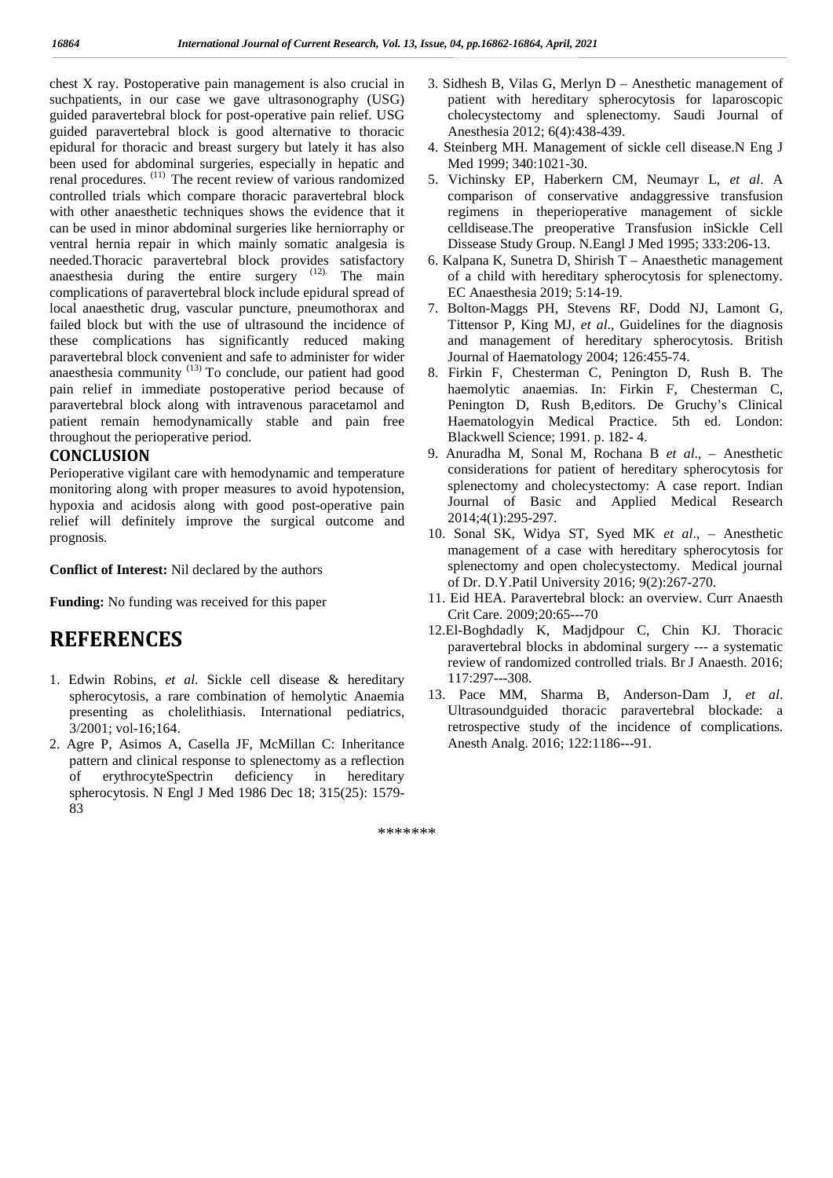chest X ray. Postoperative pain management is also crucial in suchpatients, in our case we gave ultrasonography (USG) guided paravertebral block for post-operative pain relief. USG guided paravertebral block is good alternative to thoracic epidural for thoracic and breast surgery but lately it has also been used for abdominal surgeries, especially in hepatic and renal procedures. [11] The recent review of various randomized controlled trials which compare thoracic paravertebral block with other anaesthetic techniques shows the evidence that it can be used in minor abdominal surgeries like herniorraphy or ventral hernia repair in which mainly somatic analgesia is needed.Thoracic paravertebral block provides satisfactory anaesthesia during the entire surgery [12]. The main complications of paravertebral block include epidural spread of local anaesthetic drug, vascular puncture, pneumothorax and failed block but with the use of ultrasound the incidence of these complications has significantly reduced making paravertebral block convenient and safe to administer for wider anaesthesia community [13] To conclude, our patient had good pain relief in immediate postoperative period because of paravertebral block along with intravenous paracetamol and patient remain hemodynamically stable and pain free throughout the perioperative period.

## CONCLUSION

Perioperative vigilant care with hemodynamic and temperature monitoring along with proper measures to avoid hypotension, hypoxia and acidosis along with good post-operative pain relief will definitely improve the surgical outcome and prognosis.

**Conflict of Interest:** Nil declared by the authors

**Funding:** No funding was received for this paper

# REFERENCES

1. Edwin Robins, *et al*. Sickle cell disease & hereditary spherocytosis, a rare combination of hemolytic Anaemia presenting as cholelithiasis. International pediatrics, 3/2001; vol-16;164.
2. Agre P, Asimos A, Casella JF, McMillan C: Inheritance pattern and clinical response to splenectomy as a reflection of erythrocyteSpectrin deficiency in hereditary spherocytosis. N Engl J Med 1986 Dec 18; 315(25): 1579-83
3. Sidhesh B, Vilas G, Merlyn D – Anesthetic management of patient with hereditary spherocytosis for laparoscopic cholecystectomy and splenectomy. Saudi Journal of Anesthesia 2012; 6(4):438-439.
4. Steinberg MH. Management of sickle cell disease.N Eng J Med 1999; 340:1021-30.
5. Vichinsky EP, Haberkern CM, Neumayr L, *et al*. A comparison of conservative andaggressive transfusion regimens in theperioperative management of sickle celldisease.The preoperative Transfusion inSickle Cell Dissease Study Group. N.Eangl J Med 1995; 333:206-13.
6. Kalpana K, Sunetra D, Shirish T – Anaesthetic management of a child with hereditary spherocytosis for splenectomy. EC Anaesthesia 2019; 5:14-19.
7. Bolton-Maggs PH, Stevens RF, Dodd NJ, Lamont G, Tittensor P, King MJ, *et al*., Guidelines for the diagnosis and management of hereditary spherocytosis. British Journal of Haematology 2004; 126:455-74.
8. Firkin F, Chesterman C, Penington D, Rush B. The haemolytic anaemias. In: Firkin F, Chesterman C, Penington D, Rush B,editors. De Gruchy's Clinical Haematologyin Medical Practice. 5th ed. London: Blackwell Science; 1991. p. 182- 4.
9. Anuradha M, Sonal M, Rochana B *et al*., – Anesthetic considerations for patient of hereditary spherocytosis for splenectomy and cholecystectomy: A case report. Indian Journal of Basic and Applied Medical Research 2014;4(1):295-297.
10. Sonal SK, Widya ST, Syed MK *et al*., – Anesthetic management of a case with hereditary spherocytosis for splenectomy and open cholecystectomy. Medical journal of Dr. D.Y.Patil University 2016; 9(2):267-270.
11. Eid HEA. Paravertebral block: an overview. Curr Anaesth Crit Care. 2009;20:65---70
12. El-Boghdadly K, Madjdpour C, Chin KJ. Thoracic paravertebral blocks in abdominal surgery --- a systematic review of randomized controlled trials. Br J Anaesth. 2016; 117:297---308.
13. Pace MM, Sharma B, Anderson-Dam J, *et al*. Ultrasoundguided thoracic paravertebral blockade: a retrospective study of the incidence of complications. Anesth Analg. 2016; 122:1186---91.

*******